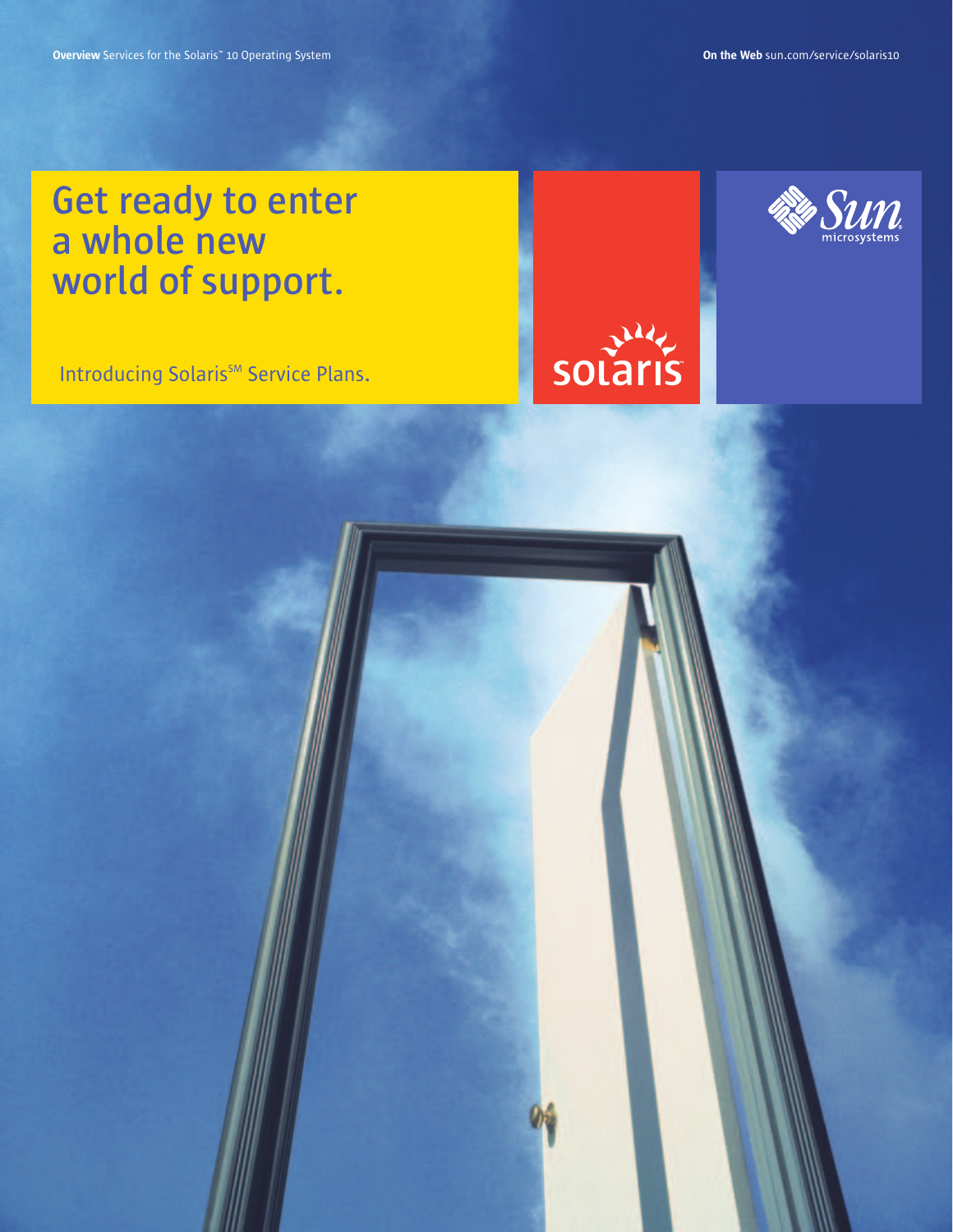**Overview** Services for the Solaris™ 10 Operating System

**On the Web** sun.com/service/solaris10

# Get ready to enter a whole new world of support.

Introducing Solaris℠ Service Plans.

solaris

Sun microsystems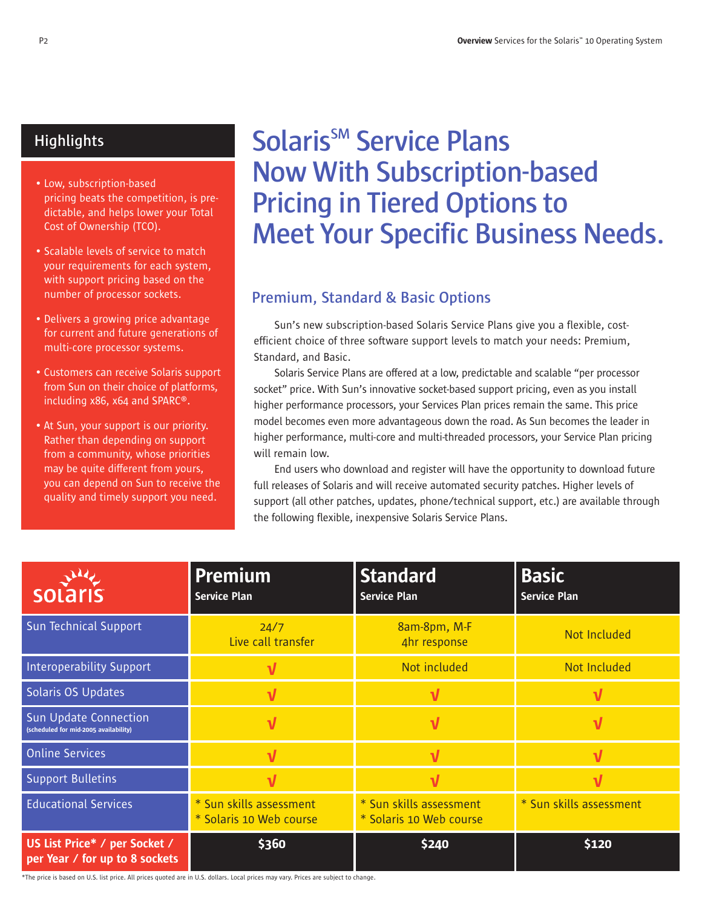## Highlights

- Low, subscription-based pricing beats the competition, is predictable, and helps lower your Total Cost of Ownership (TCO).
- Scalable levels of service to match your requirements for each system, with support pricing based on the number of processor sockets.
- Delivers a growing price advantage for current and future generations of multi-core processor systems.
- Customers can receive Solaris support from Sun on their choice of platforms, including x86, x64 and SPARC®.
- At Sun, your support is our priority. Rather than depending on support from a community, whose priorities may be quite different from yours, you can depend on Sun to receive the quality and timely support you need.

# Solaris℠ Service Plans Now With Subscription-based Pricing in Tiered Options to Meet Your Specific Business Needs.

## Premium, Standard & Basic Options

Sun's new subscription-based Solaris Service Plans give you a flexible, cost-efficient choice of three software support levels to match your needs: Premium, Standard, and Basic.

Solaris Service Plans are offered at a low, predictable and scalable "per processor socket" price. With Sun's innovative socket-based support pricing, even as you install higher performance processors, your Services Plan prices remain the same. This price model becomes even more advantageous down the road. As Sun becomes the leader in higher performance, multi-core and multi-threaded processors, your Service Plan pricing will remain low.

End users who download and register will have the opportunity to download future full releases of Solaris and will receive automated security patches. Higher levels of support (all other patches, updates, phone/technical support, etc.) are available through the following flexible, inexpensive Solaris Service Plans.

| solaris | Premium Service Plan | Standard Service Plan | Basic Service Plan |
|---|---|---|---|
| Sun Technical Support | 24/7 Live call transfer | 8am-8pm, M-F 4hr response | Not Included |
| Interoperability Support | √ | Not included | Not Included |
| Solaris OS Updates | √ | √ | √ |
| Sun Update Connection (scheduled for mid-2005 availability) | √ | √ | √ |
| Online Services | √ | √ | √ |
| Support Bulletins | √ | √ | √ |
| Educational Services | * Sun skills assessment<br>* Solaris 10 Web course | * Sun skills assessment<br>* Solaris 10 Web course | * Sun skills assessment |
| **US List Price* / per Socket / per Year / for up to 8 sockets** | **$360** | **$240** | **$120** |

*The price is based on U.S. list price. All prices quoted are in U.S. dollars. Local prices may vary. Prices are subject to change.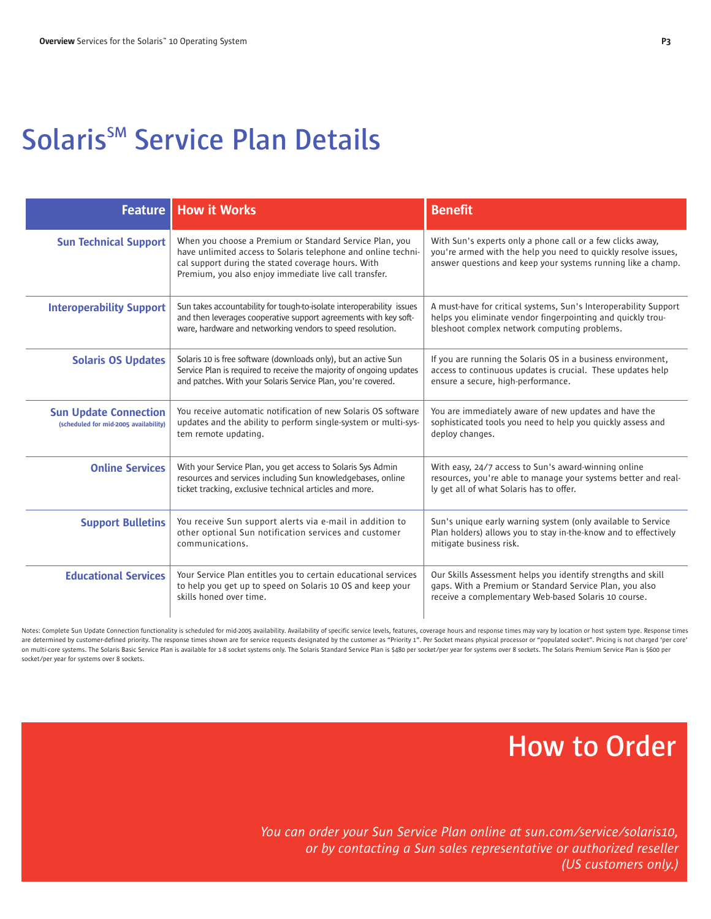# Solaris[SM] Service Plan Details

| Feature | How it Works | Benefit |
|---|---|---|
| **Sun Technical Support** | When you choose a Premium or Standard Service Plan, you have unlimited access to Solaris telephone and online technical support during the stated coverage hours. With Premium, you also enjoy immediate live call transfer. | With Sun's experts only a phone call or a few clicks away, you're armed with the help you need to quickly resolve issues, answer questions and keep your systems running like a champ. |
| **Interoperability Support** | Sun takes accountability for tough-to-isolate interoperability issues and then leverages cooperative support agreements with key software, hardware and networking vendors to speed resolution. | A must-have for critical systems, Sun's Interoperability Support helps you eliminate vendor fingerpointing and quickly troubleshoot complex network computing problems. |
| **Solaris OS Updates** | Solaris 10 is free software (downloads only), but an active Sun Service Plan is required to receive the majority of ongoing updates and patches. With your Solaris Service Plan, you're covered. | If you are running the Solaris OS in a business environment, access to continuous updates is crucial. These updates help ensure a secure, high-performance. |
| **Sun Update Connection** (scheduled for mid-2005 availability) | You receive automatic notification of new Solaris OS software updates and the ability to perform single-system or multi-system remote updating. | You are immediately aware of new updates and have the sophisticated tools you need to help you quickly assess and deploy changes. |
| **Online Services** | With your Service Plan, you get access to Solaris Sys Admin resources and services including Sun knowledgebases, online ticket tracking, exclusive technical articles and more. | With easy, 24/7 access to Sun's award-winning online resources, you're able to manage your systems better and really get all of what Solaris has to offer. |
| **Support Bulletins** | You receive Sun support alerts via e-mail in addition to other optional Sun notification services and customer communications. | Sun's unique early warning system (only available to Service Plan holders) allows you to stay in-the-know and to effectively mitigate business risk. |
| **Educational Services** | Your Service Plan entitles you to certain educational services to help you get up to speed on Solaris 10 OS and keep your skills honed over time. | Our Skills Assessment helps you identify strengths and skill gaps. With a Premium or Standard Service Plan, you also receive a complementary Web-based Solaris 10 course. |

Notes: Complete Sun Update Connection functionality is scheduled for mid-2005 availability. Availability of specific service levels, features, coverage hours and response times may vary by location or host system type. Response times are determined by customer-defined priority. The response times shown are for service requests designated by the customer as "Priority 1". Per Socket means physical processor or "populated socket". Pricing is not charged 'per core' on multi-core systems. The Solaris Basic Service Plan is available for 1-8 socket systems only. The Solaris Standard Service Plan is $480 per socket/per year for systems over 8 sockets. The Solaris Premium Service Plan is $600 per socket/per year for systems over 8 sockets.

# How to Order

*You can order your Sun Service Plan online at sun.com/service/solaris10, or by contacting a Sun sales representative or authorized reseller (US customers only.)*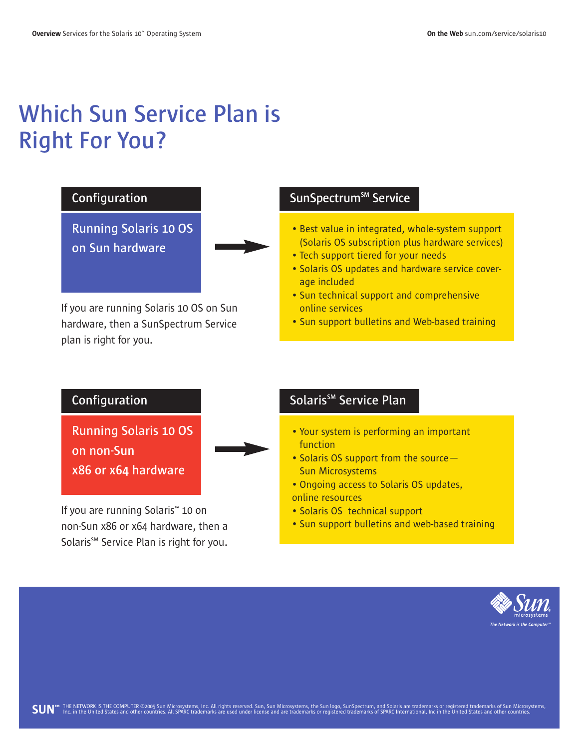# Which Sun Service Plan is Right For You?

## Configuration

**Running Solaris 10 OS on Sun hardware**

If you are running Solaris 10 OS on Sun hardware, then a SunSpectrum Service plan is right for you.

## SunSpectrum℠ Service

- Best value in integrated, whole-system support (Solaris OS subscription plus hardware services)
- Tech support tiered for your needs
- Solaris OS updates and hardware service coverage included
- Sun technical support and comprehensive online services
- Sun support bulletins and Web-based training

## Configuration

**Running Solaris 10 OS on non-Sun x86 or x64 hardware**

If you are running Solaris™ 10 on non-Sun x86 or x64 hardware, then a Solaris℠ Service Plan is right for you.

## Solaris℠ Service Plan

- Your system is performing an important function
- Solaris OS support from the source — Sun Microsystems
- Ongoing access to Solaris OS updates, online resources
- Solaris OS technical support
- Sun support bulletins and web-based training

Sun microsystems

*The Network is the Computer™*

SUN™ THE NETWORK IS THE COMPUTER ©2005 Sun Microsystems, Inc. All rights reserved. Sun, Sun Microsystems, the Sun logo, SunSpectrum, and Solaris are trademarks or registered trademarks of Sun Microsystems, Inc. in the United States and other countries. All SPARC trademarks are used under license and are trademarks or registered trademarks of SPARC International, Inc in the United States and other countries.